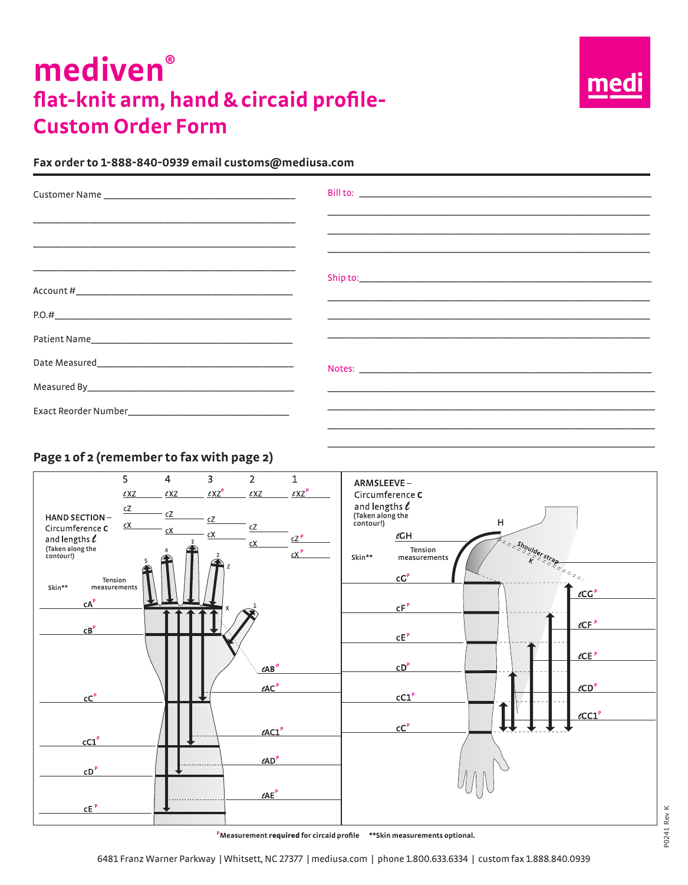# mediven®

## flat-knit arm, hand & circaid profile- Custom Order Form

**Fax order to 1-888-840-0939 email customs@mediusa.com**

Customer Name ______________________________

______________________________

______________________________

______________________________

Account # ______________________________

P.O.# ______________________________

Patient Name ______________________________

Date Measured ______________________________

Measured By ______________________________

Exact Reorder Number ______________________________

Bill to: ______________________________

______________________________

______________________________

______________________________

Ship to: ______________________________

______________________________

______________________________

______________________________

Notes: ______________________________

______________________________

______________________________

______________________________

______________________________

### Page 1 of 2 (remember to fax with page 2)

**HAND SECTION** – Circumference **c** and lengths ℓ (Taken along the contour!)

| | 5 | 4 | 3 | 2 | 1 |
|---|---|---|---|---|---|
| ℓXZ | ℓXZ | ℓXZ | ℓXZ P | ℓXZ | ℓXZ P |
| cZ | cZ | cZ | cZ | cZ | cZ P |
| cX | cX | cX | cX | cX | cX P |

| Skin** | Tension measurements | |
|---|---|---|
| | cA P | |
| | cB P | |
| | | ℓAB P |
| | | ℓAC P |
| | cC P | |
| | | ℓAC1 P |
| | cC1 P | |
| | | ℓAD P |
| | cD P | |
| | | ℓAE P |
| | cE P | |

**ARMSLEEVE** – Circumference **c** and lengths ℓ (Taken along the contour!)

| Skin** | Tension measurements | |
|---|---|---|
| | ℓGH | |
| | | Shoulder strap K |
| | cG P | |
| | | ℓCG P |
| | cF P | |
| | | ℓCF P |
| | cE P | |
| | | ℓCE P |
| | cD P | |
| | | ℓCD P |
| | cC1 P | |
| | | ℓCC1 P |
| | cC P | |

P **Measurement required** for circaid profile  **Skin measurements optional.

6481 Franz Warner Parkway | Whitsett, NC 27377 | mediusa.com | phone 1.800.633.6334 | custom fax 1.888.840.0939

P0241 Rev K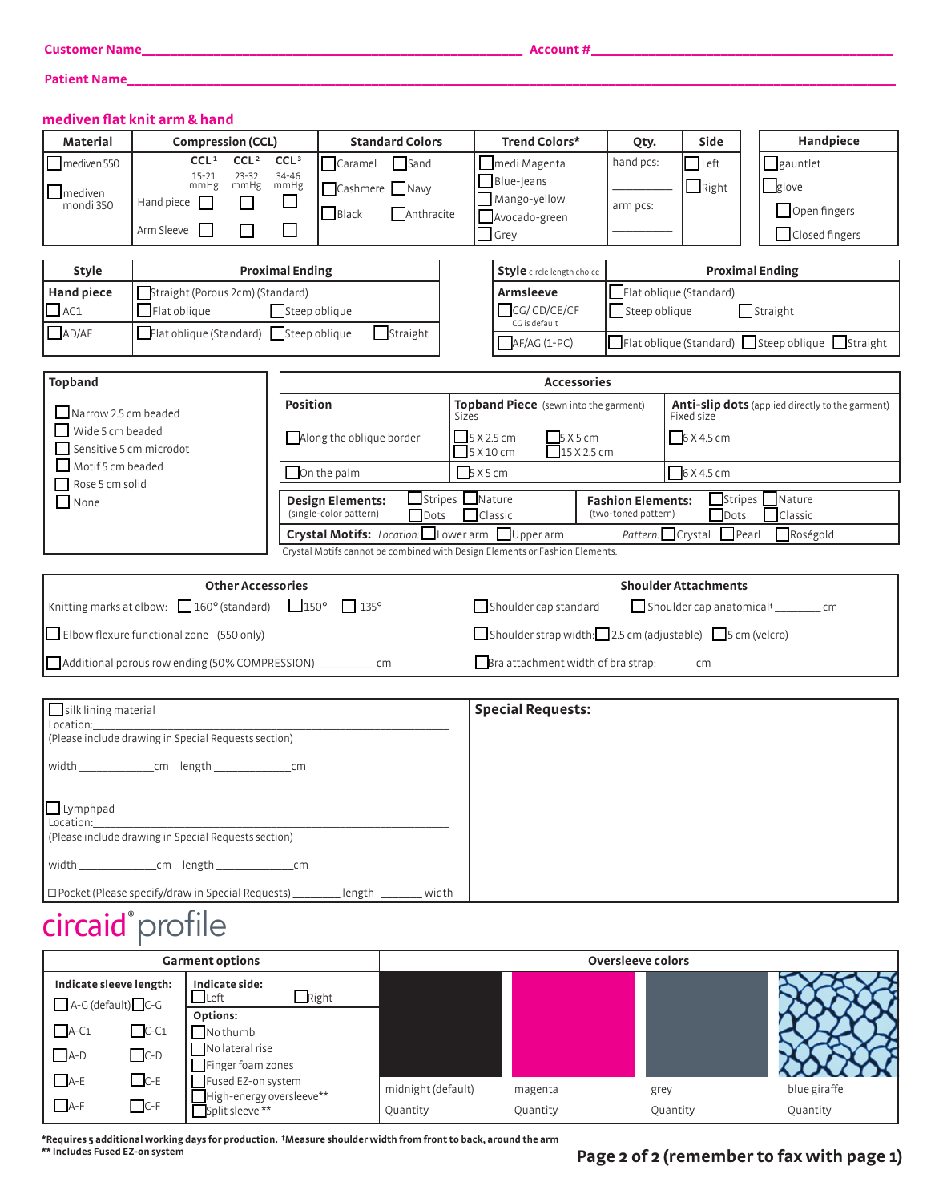Customer Name___________________________ Account #___________________________

Patient Name___________________________

## mediven flat knit arm & hand

| Material | Compression (CCL) | | | | Standard Colors | | Trend Colors* | Qty. | Side | Handpiece |
|---|---|---|---|---|---|---|---|---|---|---|
| ☐ mediven 550 | | CCL 1 15-21 mmHg | CCL 2 23-32 mmHg | CCL 3 34-46 mmHg | ☐ Caramel | ☐ Sand | ☐ medi Magenta | hand pcs: ______ | ☐ Left | ☐ gauntlet |
| ☐ mediven mondi 350 | Hand piece | ☐ | ☐ | ☐ | ☐ Cashmere | ☐ Navy | ☐ Blue-Jeans | | ☐ Right | ☐ glove |
| | Arm Sleeve | ☐ | ☐ | ☐ | ☐ Black | ☐ Anthracite | ☐ Mango-yellow | arm pcs: ______ | | ☐ Open fingers |
| | | | | | | | ☐ Avocado-green | | | ☐ Closed fingers |
| | | | | | | | ☐ Grey | | | |

| Style | Proximal Ending | | |
|---|---|---|---|
| **Hand piece** ☐ AC1 | ☐ Straight (Porous 2cm) (Standard) | | |
| | ☐ Flat oblique | ☐ Steep oblique | |
| ☐ AD/AE | ☐ Flat oblique (Standard) | ☐ Steep oblique | ☐ Straight |

| Style circle length choice | Proximal Ending | | |
|---|---|---|---|
| **Armsleeve** ☐ CG/ CD/CE/CF (CG is default) | ☐ Flat oblique (Standard) | | |
| | ☐ Steep oblique | ☐ Straight | |
| ☐ AF/AG (1-PC) | ☐ Flat oblique (Standard) | ☐ Steep oblique | ☐ Straight |

**Topband**

- ☐ Narrow 2.5 cm beaded
- ☐ Wide 5 cm beaded
- ☐ Sensitive 5 cm microdot
- ☐ Motif 5 cm beaded
- ☐ Rose 5 cm solid
- ☐ None

**Accessories**

| Position | Topband Piece (sewn into the garment) Sizes | | Anti-slip dots (applied directly to the garment) Fixed size |
|---|---|---|---|
| ☐ Along the oblique border | ☐ 5 X 2.5 cm ☐ 5 X 10 cm | ☐ 5 X 5 cm ☐ 15 X 2.5 cm | ☐ 6 X 4.5 cm |
| ☐ On the palm | ☐ 5 X 5 cm | | ☐ 6 X 4.5 cm |

**Design Elements:** (single-color pattern) ☐ Stripes ☐ Nature ☐ Dots ☐ Classic

**Fashion Elements:** (two-toned pattern) ☐ Stripes ☐ Nature ☐ Dots ☐ Classic

**Crystal Motifs:** *Location:* ☐ Lower arm ☐ Upper arm *Pattern:* ☐ Crystal ☐ Pearl ☐ Roségold

Crystal Motifs cannot be combined with Design Elements or Fashion Elements.

| Other Accessories | Shoulder Attachments |
|---|---|
| Knitting marks at elbow: ☐ 160° (standard) ☐ 150° ☐ 135° | ☐ Shoulder cap standard ☐ Shoulder cap anatomical† ________ cm |
| ☐ Elbow flexure functional zone (550 only) | ☐ Shoulder strap width: ☐ 2.5 cm (adjustable) ☐ 5 cm (velcro) |
| ☐ Additional porous row ending (50% COMPRESSION) __________ cm | ☐ Bra attachment width of bra strap: ______ cm |

☐ silk lining material
Location:___________________________
(Please include drawing in Special Requests section)

width _____________cm length _______________cm

☐ Lymphpad
Location:___________________________
(Please include drawing in Special Requests section)

width _____________cm length _______________cm

☐ Pocket (Please specify/draw in Special Requests) ________ length _______ width

**Special Requests:**

## circaid® profile

**Garment options**

**Indicate sleeve length:**

| | |
|---|---|
| ☐ A-G (default) | ☐ C-G |
| ☐ A-C1 | ☐ C-C1 |
| ☐ A-D | ☐ C-D |
| ☐ A-E | ☐ C-E |
| ☐ A-F | ☐ C-F |

**Indicate side:** ☐ Left ☐ Right

**Options:**

- ☐ No thumb
- ☐ No lateral rise
- ☐ Finger foam zones
- ☐ Fused EZ-on system
- ☐ High-energy oversleeve**
- ☐ Split sleeve **

**Oversleeve colors**

| midnight (default) | magenta | grey | blue giraffe |
|---|---|---|---|
| Quantity ________ | Quantity ________ | Quantity ________ | Quantity ________ |

*Requires 5 additional working days for production. †Measure shoulder width from front to back, around the arm
** Includes Fused EZ-on system

**Page 2 of 2 (remember to fax with page 1)**